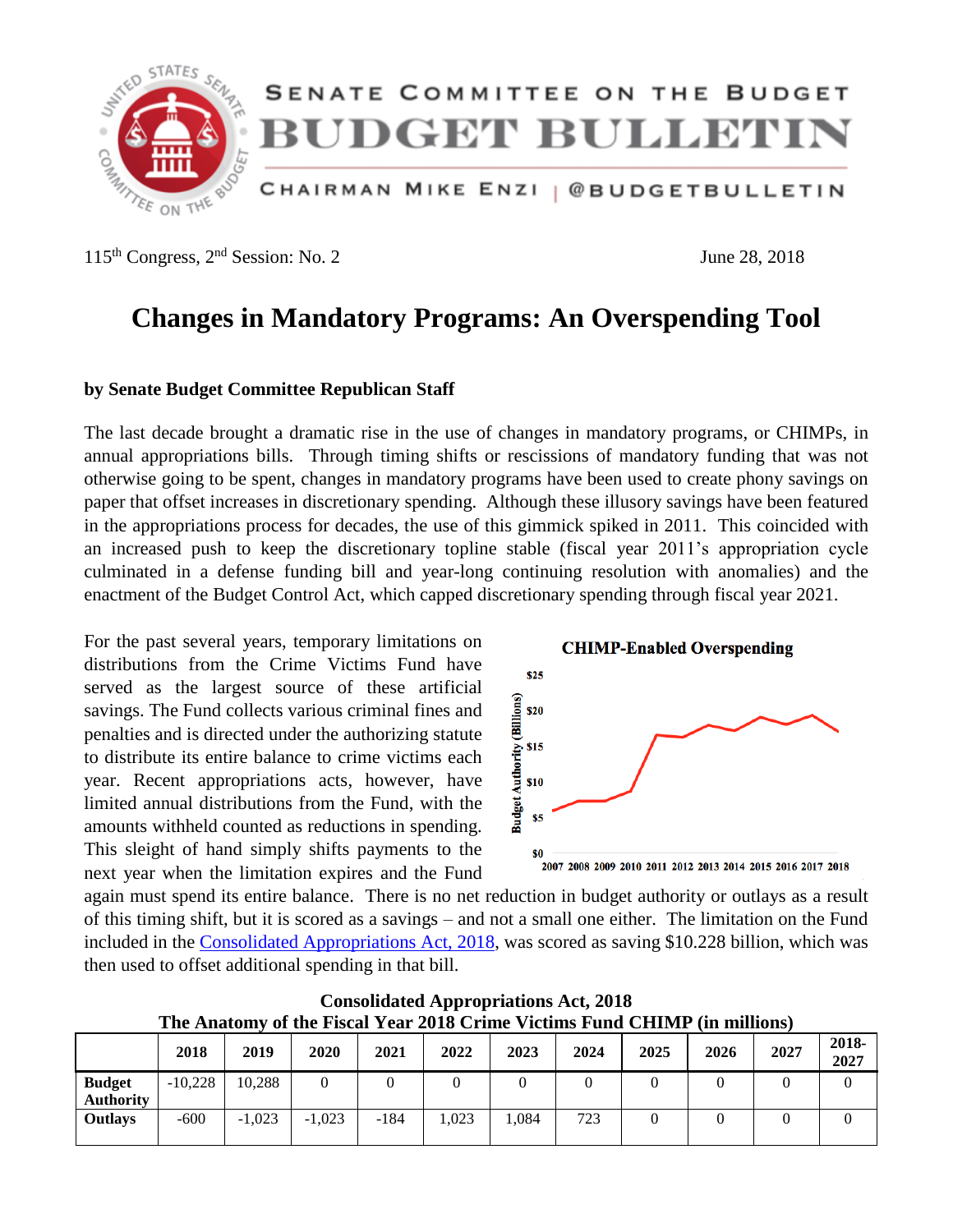# SENATE COMMITTEE ON THE BUDGET
# BUDGET BULLETIN

CHAIRMAN MIKE ENZI | @BUDGETBULLETIN

115th Congress, 2nd Session: No. 2 — June 28, 2018

## Changes in Mandatory Programs: An Overspending Tool

**by Senate Budget Committee Republican Staff**

The last decade brought a dramatic rise in the use of changes in mandatory programs, or CHIMPs, in annual appropriations bills. Through timing shifts or rescissions of mandatory funding that was not otherwise going to be spent, changes in mandatory programs have been used to create phony savings on paper that offset increases in discretionary spending. Although these illusory savings have been featured in the appropriations process for decades, the use of this gimmick spiked in 2011. This coincided with an increased push to keep the discretionary topline stable (fiscal year 2011's appropriation cycle culminated in a defense funding bill and year-long continuing resolution with anomalies) and the enactment of the Budget Control Act, which capped discretionary spending through fiscal year 2021.

For the past several years, temporary limitations on distributions from the Crime Victims Fund have served as the largest source of these artificial savings. The Fund collects various criminal fines and penalties and is directed under the authorizing statute to distribute its entire balance to crime victims each year. Recent appropriations acts, however, have limited annual distributions from the Fund, with the amounts withheld counted as reductions in spending. This sleight of hand simply shifts payments to the next year when the limitation expires and the Fund again must spend its entire balance. There is no net reduction in budget authority or outlays as a result of this timing shift, but it is scored as a savings – and not a small one either. The limitation on the Fund included in the [Consolidated Appropriations Act, 2018](), was scored as saving $10.228 billion, which was then used to offset additional spending in that bill.

**CHIMP-Enabled Overspending**

Budget Authority (Billions): $0, $5, $10, $15, $20, $25

2007 2008 2009 2010 2011 2012 2013 2014 2015 2016 2017 2018

**Consolidated Appropriations Act, 2018**
**The Anatomy of the Fiscal Year 2018 Crime Victims Fund CHIMP (in millions)**

| | 2018 | 2019 | 2020 | 2021 | 2022 | 2023 | 2024 | 2025 | 2026 | 2027 | 2018-2027 |
|---|---|---|---|---|---|---|---|---|---|---|---|
| **Budget Authority** | -10,228 | 10,288 | 0 | 0 | 0 | 0 | 0 | 0 | 0 | 0 | 0 |
| **Outlays** | -600 | -1,023 | -1,023 | -184 | 1,023 | 1,084 | 723 | 0 | 0 | 0 | 0 |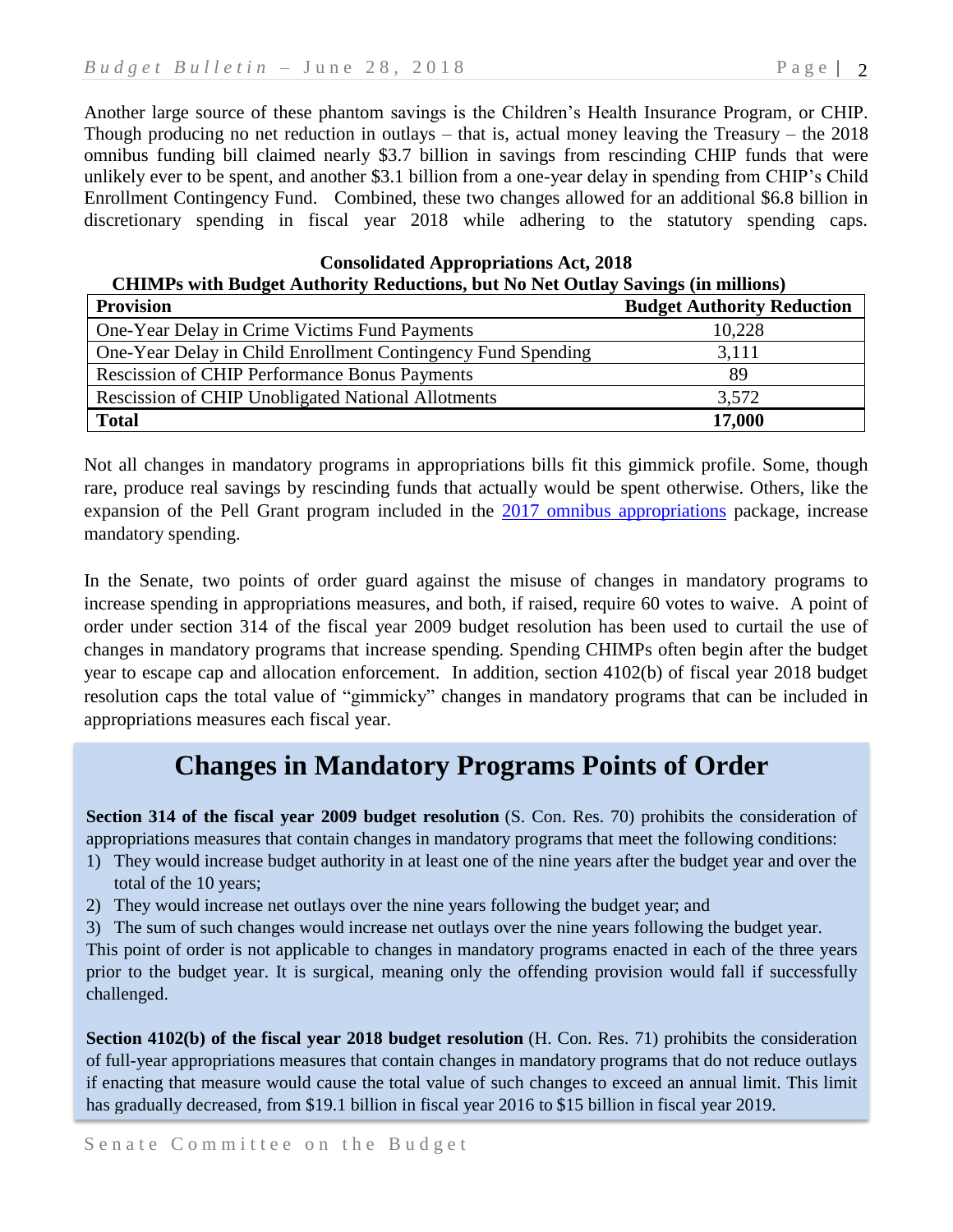Another large source of these phantom savings is the Children's Health Insurance Program, or CHIP. Though producing no net reduction in outlays – that is, actual money leaving the Treasury – the 2018 omnibus funding bill claimed nearly $3.7 billion in savings from rescinding CHIP funds that were unlikely ever to be spent, and another $3.1 billion from a one-year delay in spending from CHIP's Child Enrollment Contingency Fund. Combined, these two changes allowed for an additional $6.8 billion in discretionary spending in fiscal year 2018 while adhering to the statutory spending caps.

**Consolidated Appropriations Act, 2018**
**CHIMPs with Budget Authority Reductions, but No Net Outlay Savings (in millions)**

| Provision | Budget Authority Reduction |
|---|---|
| One-Year Delay in Crime Victims Fund Payments | 10,228 |
| One-Year Delay in Child Enrollment Contingency Fund Spending | 3,111 |
| Rescission of CHIP Performance Bonus Payments | 89 |
| Rescission of CHIP Unobligated National Allotments | 3,572 |
| **Total** | **17,000** |

Not all changes in mandatory programs in appropriations bills fit this gimmick profile. Some, though rare, produce real savings by rescinding funds that actually would be spent otherwise. Others, like the expansion of the Pell Grant program included in the 2017 omnibus appropriations package, increase mandatory spending.

In the Senate, two points of order guard against the misuse of changes in mandatory programs to increase spending in appropriations measures, and both, if raised, require 60 votes to waive. A point of order under section 314 of the fiscal year 2009 budget resolution has been used to curtail the use of changes in mandatory programs that increase spending. Spending CHIMPs often begin after the budget year to escape cap and allocation enforcement. In addition, section 4102(b) of fiscal year 2018 budget resolution caps the total value of "gimmicky" changes in mandatory programs that can be included in appropriations measures each fiscal year.

## Changes in Mandatory Programs Points of Order

**Section 314 of the fiscal year 2009 budget resolution** (S. Con. Res. 70) prohibits the consideration of appropriations measures that contain changes in mandatory programs that meet the following conditions:

1) They would increase budget authority in at least one of the nine years after the budget year and over the total of the 10 years;
2) They would increase net outlays over the nine years following the budget year; and
3) The sum of such changes would increase net outlays over the nine years following the budget year.

This point of order is not applicable to changes in mandatory programs enacted in each of the three years prior to the budget year. It is surgical, meaning only the offending provision would fall if successfully challenged.

**Section 4102(b) of the fiscal year 2018 budget resolution** (H. Con. Res. 71) prohibits the consideration of full-year appropriations measures that contain changes in mandatory programs that do not reduce outlays if enacting that measure would cause the total value of such changes to exceed an annual limit. This limit has gradually decreased, from $19.1 billion in fiscal year 2016 to $15 billion in fiscal year 2019.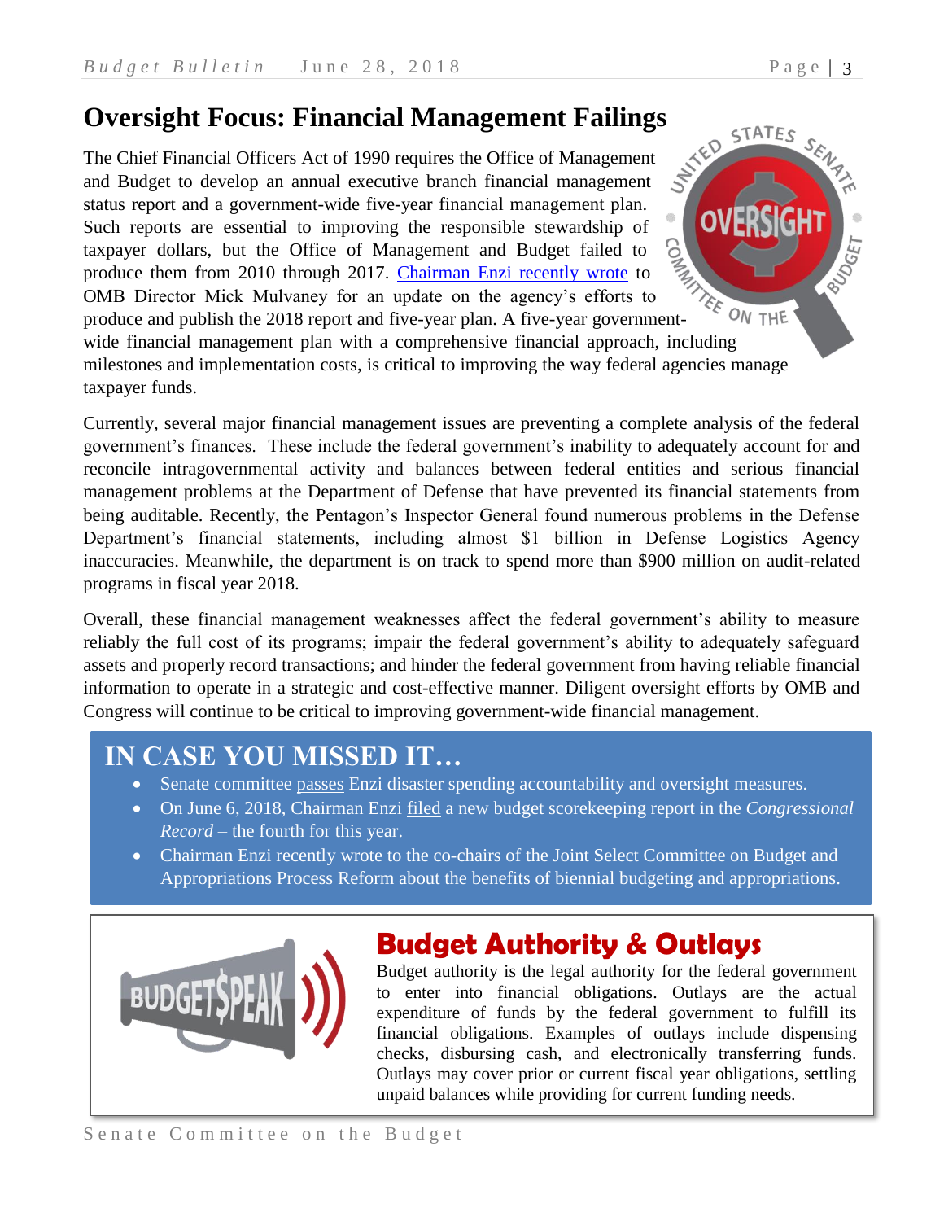# Oversight Focus: Financial Management Failings

The Chief Financial Officers Act of 1990 requires the Office of Management and Budget to develop an annual executive branch financial management status report and a government-wide five-year financial management plan. Such reports are essential to improving the responsible stewardship of taxpayer dollars, but the Office of Management and Budget failed to produce them from 2010 through 2017. Chairman Enzi recently wrote to OMB Director Mick Mulvaney for an update on the agency's efforts to produce and publish the 2018 report and five-year plan. A five-year government-wide financial management plan with a comprehensive financial approach, including milestones and implementation costs, is critical to improving the way federal agencies manage taxpayer funds.

Currently, several major financial management issues are preventing a complete analysis of the federal government's finances. These include the federal government's inability to adequately account for and reconcile intragovernmental activity and balances between federal entities and serious financial management problems at the Department of Defense that have prevented its financial statements from being auditable. Recently, the Pentagon's Inspector General found numerous problems in the Defense Department's financial statements, including almost $1 billion in Defense Logistics Agency inaccuracies. Meanwhile, the department is on track to spend more than $900 million on audit-related programs in fiscal year 2018.

Overall, these financial management weaknesses affect the federal government's ability to measure reliably the full cost of its programs; impair the federal government's ability to adequately safeguard assets and properly record transactions; and hinder the federal government from having reliable financial information to operate in a strategic and cost-effective manner. Diligent oversight efforts by OMB and Congress will continue to be critical to improving government-wide financial management.

## IN CASE YOU MISSED IT…

- Senate committee passes Enzi disaster spending accountability and oversight measures.
- On June 6, 2018, Chairman Enzi filed a new budget scorekeeping report in the *Congressional Record* – the fourth for this year.
- Chairman Enzi recently wrote to the co-chairs of the Joint Select Committee on Budget and Appropriations Process Reform about the benefits of biennial budgeting and appropriations.

## Budget Authority & Outlays

Budget authority is the legal authority for the federal government to enter into financial obligations. Outlays are the actual expenditure of funds by the federal government to fulfill its financial obligations. Examples of outlays include dispensing checks, disbursing cash, and electronically transferring funds. Outlays may cover prior or current fiscal year obligations, settling unpaid balances while providing for current funding needs.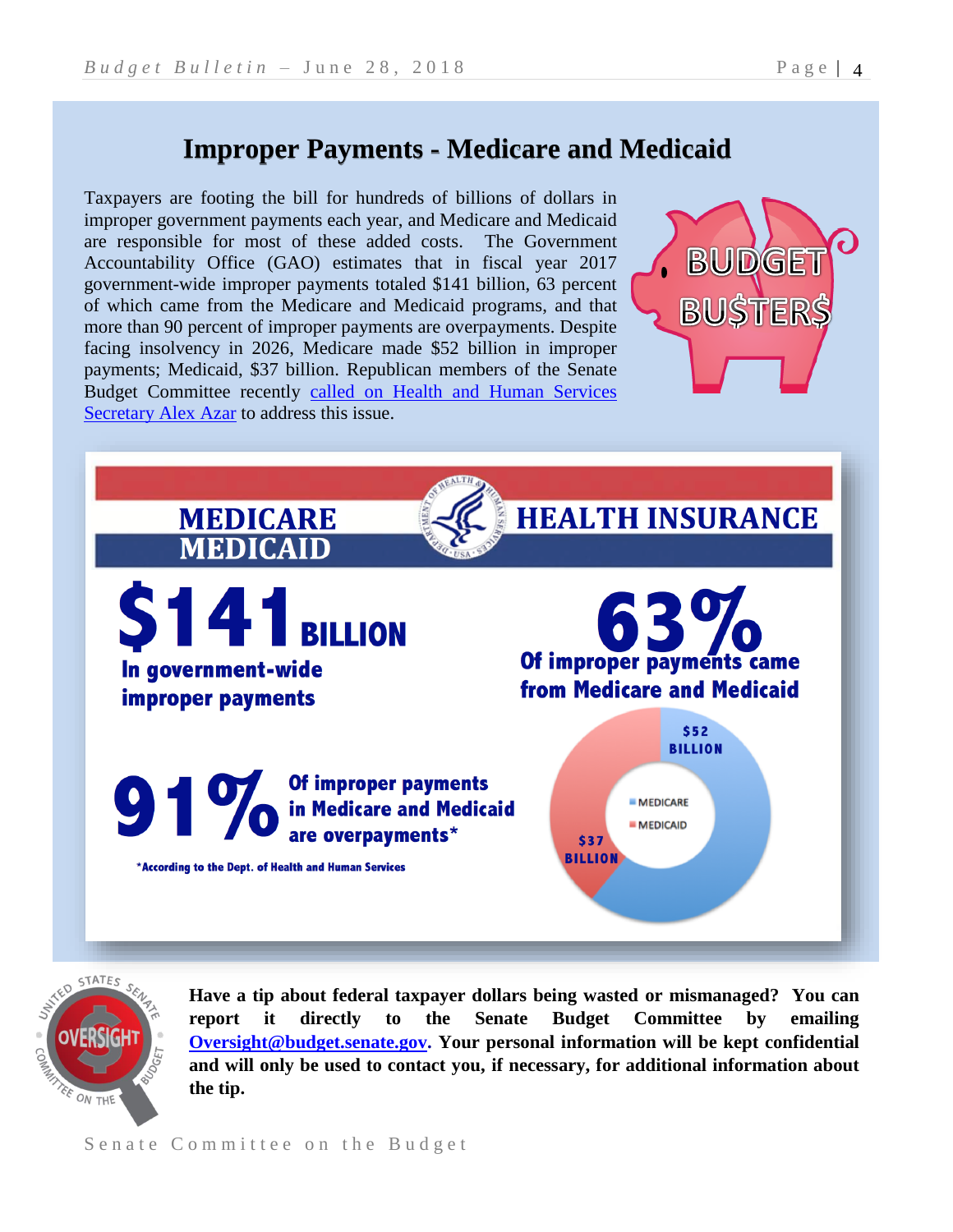# Improper Payments - Medicare and Medicaid

Taxpayers are footing the bill for hundreds of billions of dollars in improper government payments each year, and Medicare and Medicaid are responsible for most of these added costs. The Government Accountability Office (GAO) estimates that in fiscal year 2017 government-wide improper payments totaled $141 billion, 63 percent of which came from the Medicare and Medicaid programs, and that more than 90 percent of improper payments are overpayments. Despite facing insolvency in 2026, Medicare made $52 billion in improper payments; Medicaid, $37 billion. Republican members of the Senate Budget Committee recently [called on Health and Human Services Secretary Alex Azar]() to address this issue.

BUDGET BU$TER$

MEDICARE MEDICAID HEALTH INSURANCE

**$141 BILLION** In government-wide improper payments

**63%** Of improper payments came from Medicare and Medicaid

**91%** Of improper payments in Medicare and Medicaid are overpayments*

*According to the Dept. of Health and Human Services

$52 BILLION

$37 BILLION

MEDICARE

MEDICAID

**Have a tip about federal taxpayer dollars being wasted or mismanaged? You can report it directly to the Senate Budget Committee by emailing [Oversight@budget.senate.gov](mailto:Oversight@budget.senate.gov). Your personal information will be kept confidential and will only be used to contact you, if necessary, for additional information about the tip.**